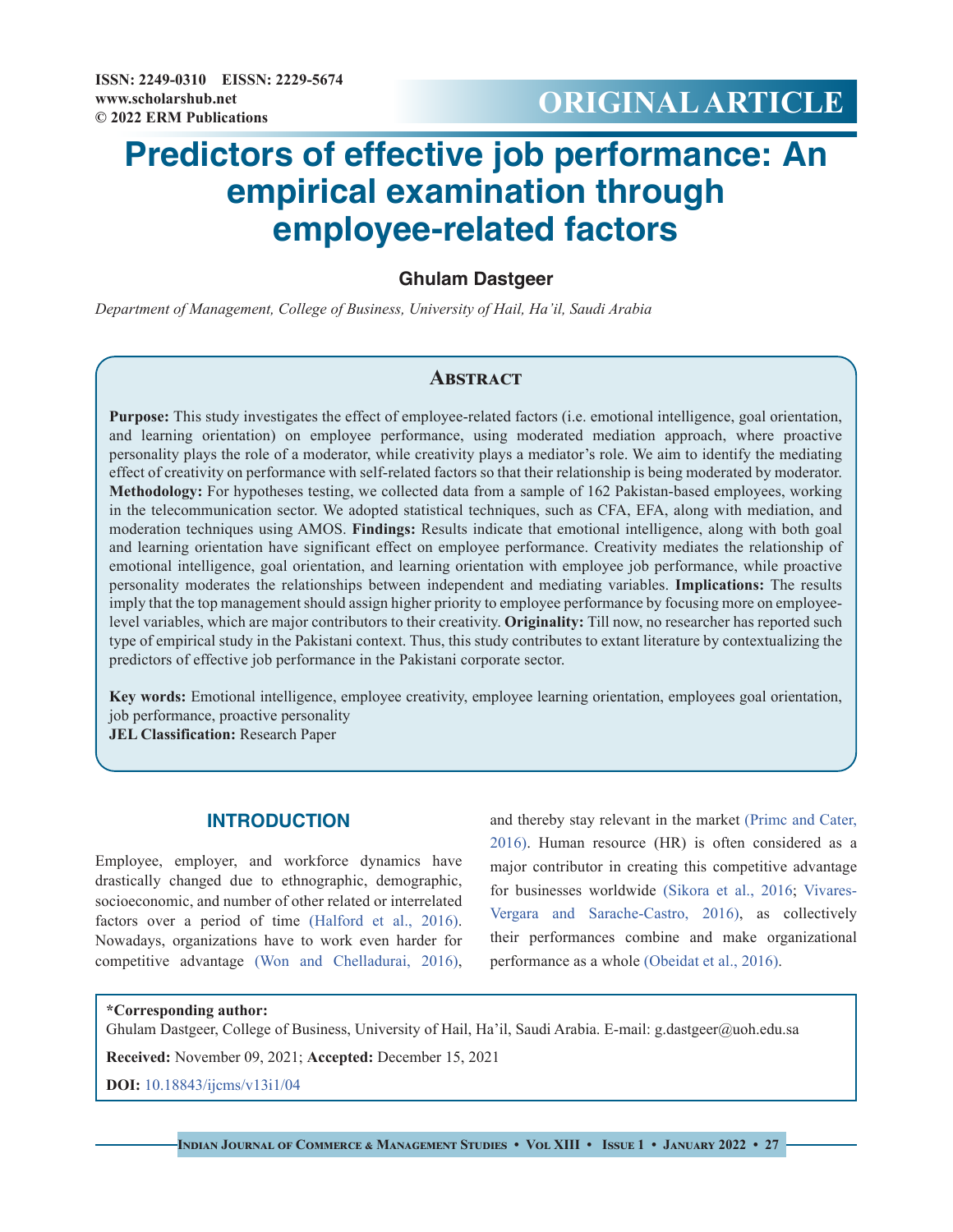ISSN: 2249-0310 EISSN: 2229-5674
www.scholarshub.net
© 2022 ERM Publications

ORIGINAL ARTICLE

# Predictors of effective job performance: An empirical examination through employee-related factors

**Ghulam Dastgeer**

*Department of Management, College of Business, University of Hail, Ha'il, Saudi Arabia*

## Abstract

**Purpose:** This study investigates the effect of employee-related factors (i.e. emotional intelligence, goal orientation, and learning orientation) on employee performance, using moderated mediation approach, where proactive personality plays the role of a moderator, while creativity plays a mediator's role. We aim to identify the mediating effect of creativity on performance with self-related factors so that their relationship is being moderated by moderator. **Methodology:** For hypotheses testing, we collected data from a sample of 162 Pakistan-based employees, working in the telecommunication sector. We adopted statistical techniques, such as CFA, EFA, along with mediation, and moderation techniques using AMOS. **Findings:** Results indicate that emotional intelligence, along with both goal and learning orientation have significant effect on employee performance. Creativity mediates the relationship of emotional intelligence, goal orientation, and learning orientation with employee job performance, while proactive personality moderates the relationships between independent and mediating variables. **Implications:** The results imply that the top management should assign higher priority to employee performance by focusing more on employee-level variables, which are major contributors to their creativity. **Originality:** Till now, no researcher has reported such type of empirical study in the Pakistani context. Thus, this study contributes to extant literature by contextualizing the predictors of effective job performance in the Pakistani corporate sector.

**Key words:** Emotional intelligence, employee creativity, employee learning orientation, employees goal orientation, job performance, proactive personality
**JEL Classification:** Research Paper

## INTRODUCTION

Employee, employer, and workforce dynamics have drastically changed due to ethnographic, demographic, socioeconomic, and number of other related or interrelated factors over a period of time (Halford et al., 2016). Nowadays, organizations have to work even harder for competitive advantage (Won and Chelladurai, 2016), and thereby stay relevant in the market (Primc and Cater, 2016). Human resource (HR) is often considered as a major contributor in creating this competitive advantage for businesses worldwide (Sikora et al., 2016; Vivares-Vergara and Sarache-Castro, 2016), as collectively their performances combine and make organizational performance as a whole (Obeidat et al., 2016).

**\*Corresponding author:**
Ghulam Dastgeer, College of Business, University of Hail, Ha'il, Saudi Arabia. E-mail: g.dastgeer@uoh.edu.sa

**Received:** November 09, 2021; **Accepted:** December 15, 2021

**DOI:** 10.18843/ijcms/v13i1/04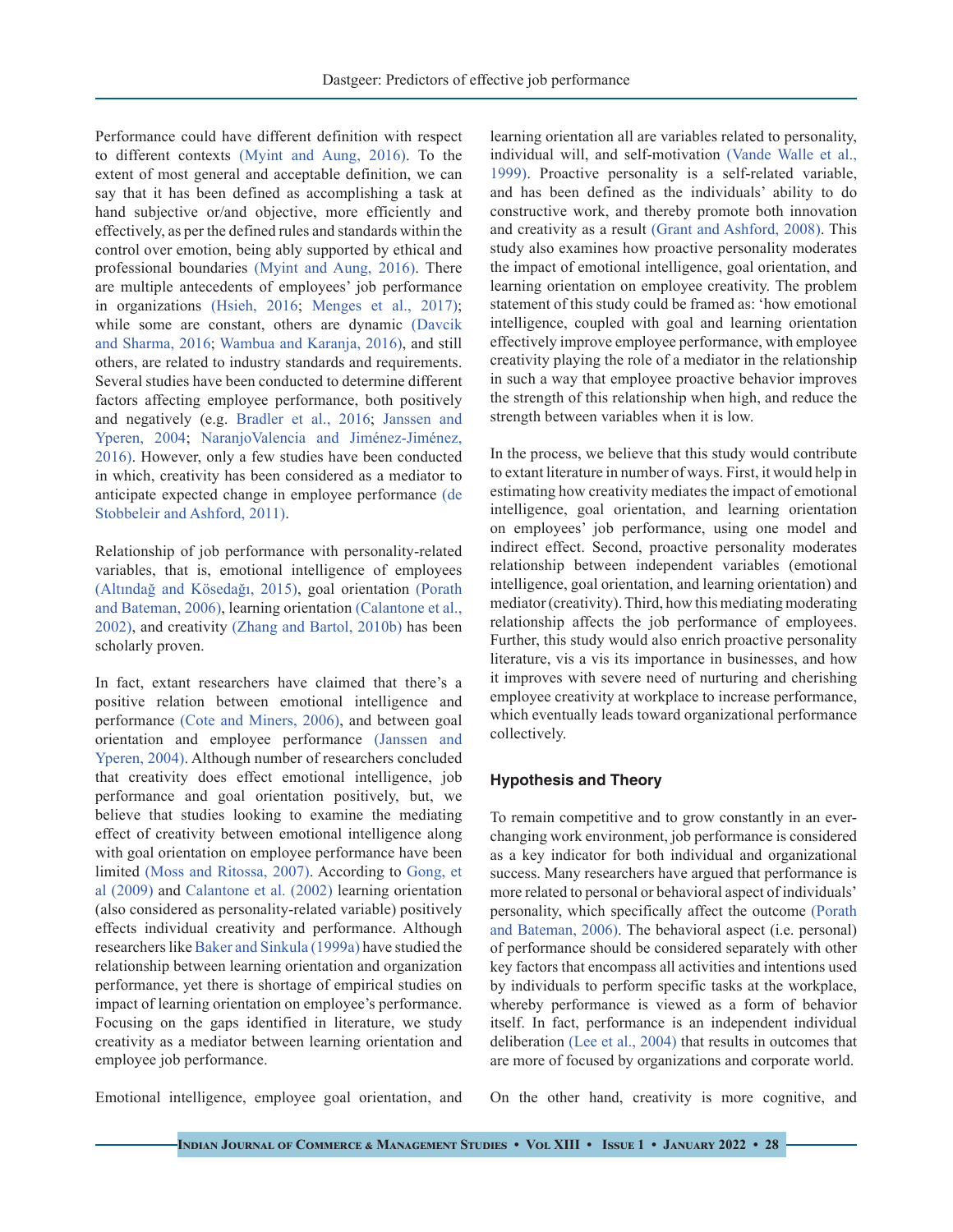Performance could have different definition with respect to different contexts (Myint and Aung, 2016). To the extent of most general and acceptable definition, we can say that it has been defined as accomplishing a task at hand subjective or/and objective, more efficiently and effectively, as per the defined rules and standards within the control over emotion, being ably supported by ethical and professional boundaries (Myint and Aung, 2016). There are multiple antecedents of employees' job performance in organizations (Hsieh, 2016; Menges et al., 2017); while some are constant, others are dynamic (Davcik and Sharma, 2016; Wambua and Karanja, 2016), and still others, are related to industry standards and requirements. Several studies have been conducted to determine different factors affecting employee performance, both positively and negatively (e.g. Bradler et al., 2016; Janssen and Yperen, 2004; NaranjoValencia and Jiménez-Jiménez, 2016). However, only a few studies have been conducted in which, creativity has been considered as a mediator to anticipate expected change in employee performance (de Stobbeleir and Ashford, 2011).

Relationship of job performance with personality-related variables, that is, emotional intelligence of employees (Altındağ and Kösedağı, 2015), goal orientation (Porath and Bateman, 2006), learning orientation (Calantone et al., 2002), and creativity (Zhang and Bartol, 2010b) has been scholarly proven.

In fact, extant researchers have claimed that there's a positive relation between emotional intelligence and performance (Cote and Miners, 2006), and between goal orientation and employee performance (Janssen and Yperen, 2004). Although number of researchers concluded that creativity does effect emotional intelligence, job performance and goal orientation positively, but, we believe that studies looking to examine the mediating effect of creativity between emotional intelligence along with goal orientation on employee performance have been limited (Moss and Ritossa, 2007). According to Gong, et al (2009) and Calantone et al. (2002) learning orientation (also considered as personality-related variable) positively effects individual creativity and performance. Although researchers like Baker and Sinkula (1999a) have studied the relationship between learning orientation and organization performance, yet there is shortage of empirical studies on impact of learning orientation on employee's performance. Focusing on the gaps identified in literature, we study creativity as a mediator between learning orientation and employee job performance.

Emotional intelligence, employee goal orientation, and learning orientation all are variables related to personality, individual will, and self-motivation (Vande Walle et al., 1999). Proactive personality is a self-related variable, and has been defined as the individuals' ability to do constructive work, and thereby promote both innovation and creativity as a result (Grant and Ashford, 2008). This study also examines how proactive personality moderates the impact of emotional intelligence, goal orientation, and learning orientation on employee creativity. The problem statement of this study could be framed as: 'how emotional intelligence, coupled with goal and learning orientation effectively improve employee performance, with employee creativity playing the role of a mediator in the relationship in such a way that employee proactive behavior improves the strength of this relationship when high, and reduce the strength between variables when it is low.

In the process, we believe that this study would contribute to extant literature in number of ways. First, it would help in estimating how creativity mediates the impact of emotional intelligence, goal orientation, and learning orientation on employees' job performance, using one model and indirect effect. Second, proactive personality moderates relationship between independent variables (emotional intelligence, goal orientation, and learning orientation) and mediator (creativity). Third, how this mediating moderating relationship affects the job performance of employees. Further, this study would also enrich proactive personality literature, vis a vis its importance in businesses, and how it improves with severe need of nurturing and cherishing employee creativity at workplace to increase performance, which eventually leads toward organizational performance collectively.

## Hypothesis and Theory

To remain competitive and to grow constantly in an ever-changing work environment, job performance is considered as a key indicator for both individual and organizational success. Many researchers have argued that performance is more related to personal or behavioral aspect of individuals' personality, which specifically affect the outcome (Porath and Bateman, 2006). The behavioral aspect (i.e. personal) of performance should be considered separately with other key factors that encompass all activities and intentions used by individuals to perform specific tasks at the workplace, whereby performance is viewed as a form of behavior itself. In fact, performance is an independent individual deliberation (Lee et al., 2004) that results in outcomes that are more of focused by organizations and corporate world.

On the other hand, creativity is more cognitive, and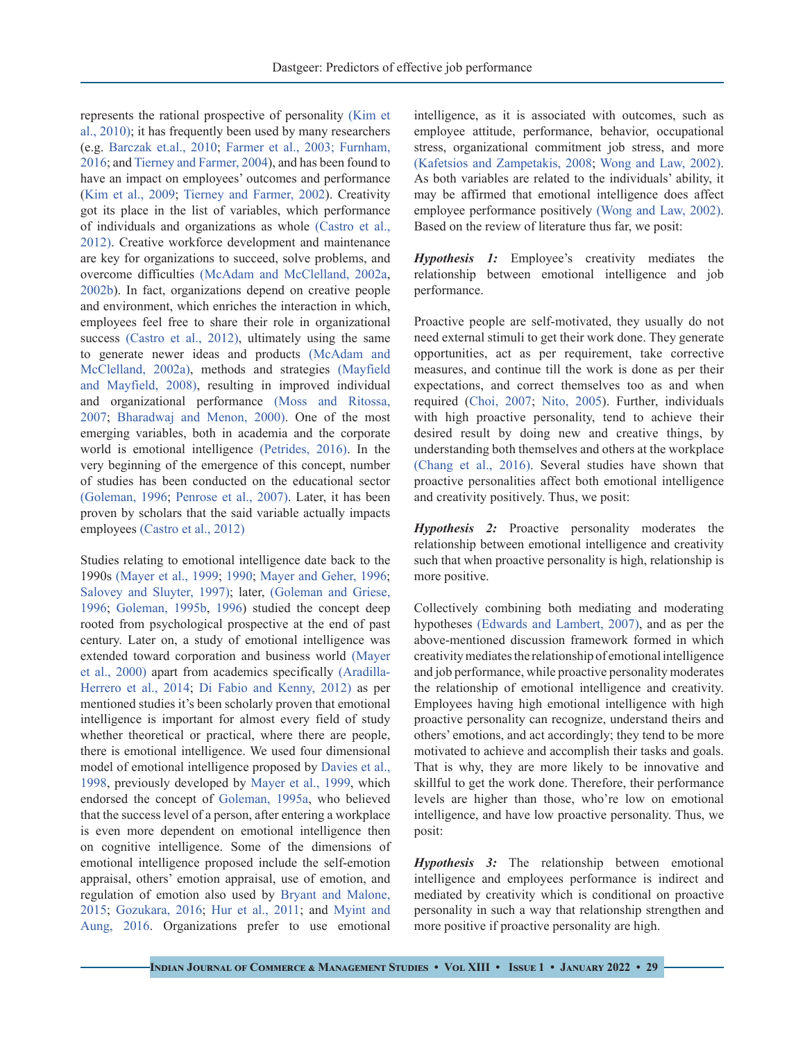represents the rational prospective of personality (Kim et al., 2010); it has frequently been used by many researchers (e.g. Barczak et.al., 2010; Farmer et al., 2003; Furnham, 2016; and Tierney and Farmer, 2004), and has been found to have an impact on employees' outcomes and performance (Kim et al., 2009; Tierney and Farmer, 2002). Creativity got its place in the list of variables, which performance of individuals and organizations as whole (Castro et al., 2012). Creative workforce development and maintenance are key for organizations to succeed, solve problems, and overcome difficulties (McAdam and McClelland, 2002a, 2002b). In fact, organizations depend on creative people and environment, which enriches the interaction in which, employees feel free to share their role in organizational success (Castro et al., 2012), ultimately using the same to generate newer ideas and products (McAdam and McClelland, 2002a), methods and strategies (Mayfield and Mayfield, 2008), resulting in improved individual and organizational performance (Moss and Ritossa, 2007; Bharadwaj and Menon, 2000). One of the most emerging variables, both in academia and the corporate world is emotional intelligence (Petrides, 2016). In the very beginning of the emergence of this concept, number of studies has been conducted on the educational sector (Goleman, 1996; Penrose et al., 2007). Later, it has been proven by scholars that the said variable actually impacts employees (Castro et al., 2012)

Studies relating to emotional intelligence date back to the 1990s (Mayer et al., 1999; 1990; Mayer and Geher, 1996; Salovey and Sluyter, 1997); later, (Goleman and Griese, 1996; Goleman, 1995b, 1996) studied the concept deep rooted from psychological prospective at the end of past century. Later on, a study of emotional intelligence was extended toward corporation and business world (Mayer et al., 2000) apart from academics specifically (Aradilla-Herrero et al., 2014; Di Fabio and Kenny, 2012) as per mentioned studies it's been scholarly proven that emotional intelligence is important for almost every field of study whether theoretical or practical, where there are people, there is emotional intelligence. We used four dimensional model of emotional intelligence proposed by Davies et al., 1998, previously developed by Mayer et al., 1999, which endorsed the concept of Goleman, 1995a, who believed that the success level of a person, after entering a workplace is even more dependent on emotional intelligence then on cognitive intelligence. Some of the dimensions of emotional intelligence proposed include the self-emotion appraisal, others' emotion appraisal, use of emotion, and regulation of emotion also used by Bryant and Malone, 2015; Gozukara, 2016; Hur et al., 2011; and Myint and Aung, 2016. Organizations prefer to use emotional intelligence, as it is associated with outcomes, such as employee attitude, performance, behavior, occupational stress, organizational commitment job stress, and more (Kafetsios and Zampetakis, 2008; Wong and Law, 2002). As both variables are related to the individuals' ability, it may be affirmed that emotional intelligence does affect employee performance positively (Wong and Law, 2002). Based on the review of literature thus far, we posit:

***Hypothesis 1:*** Employee's creativity mediates the relationship between emotional intelligence and job performance.

Proactive people are self-motivated, they usually do not need external stimuli to get their work done. They generate opportunities, act as per requirement, take corrective measures, and continue till the work is done as per their expectations, and correct themselves too as and when required (Choi, 2007; Nito, 2005). Further, individuals with high proactive personality, tend to achieve their desired result by doing new and creative things, by understanding both themselves and others at the workplace (Chang et al., 2016). Several studies have shown that proactive personalities affect both emotional intelligence and creativity positively. Thus, we posit:

***Hypothesis 2:*** Proactive personality moderates the relationship between emotional intelligence and creativity such that when proactive personality is high, relationship is more positive.

Collectively combining both mediating and moderating hypotheses (Edwards and Lambert, 2007), and as per the above-mentioned discussion framework formed in which creativity mediates the relationship of emotional intelligence and job performance, while proactive personality moderates the relationship of emotional intelligence and creativity. Employees having high emotional intelligence with high proactive personality can recognize, understand theirs and others' emotions, and act accordingly; they tend to be more motivated to achieve and accomplish their tasks and goals. That is why, they are more likely to be innovative and skillful to get the work done. Therefore, their performance levels are higher than those, who're low on emotional intelligence, and have low proactive personality. Thus, we posit:

***Hypothesis 3:*** The relationship between emotional intelligence and employees performance is indirect and mediated by creativity which is conditional on proactive personality in such a way that relationship strengthen and more positive if proactive personality are high.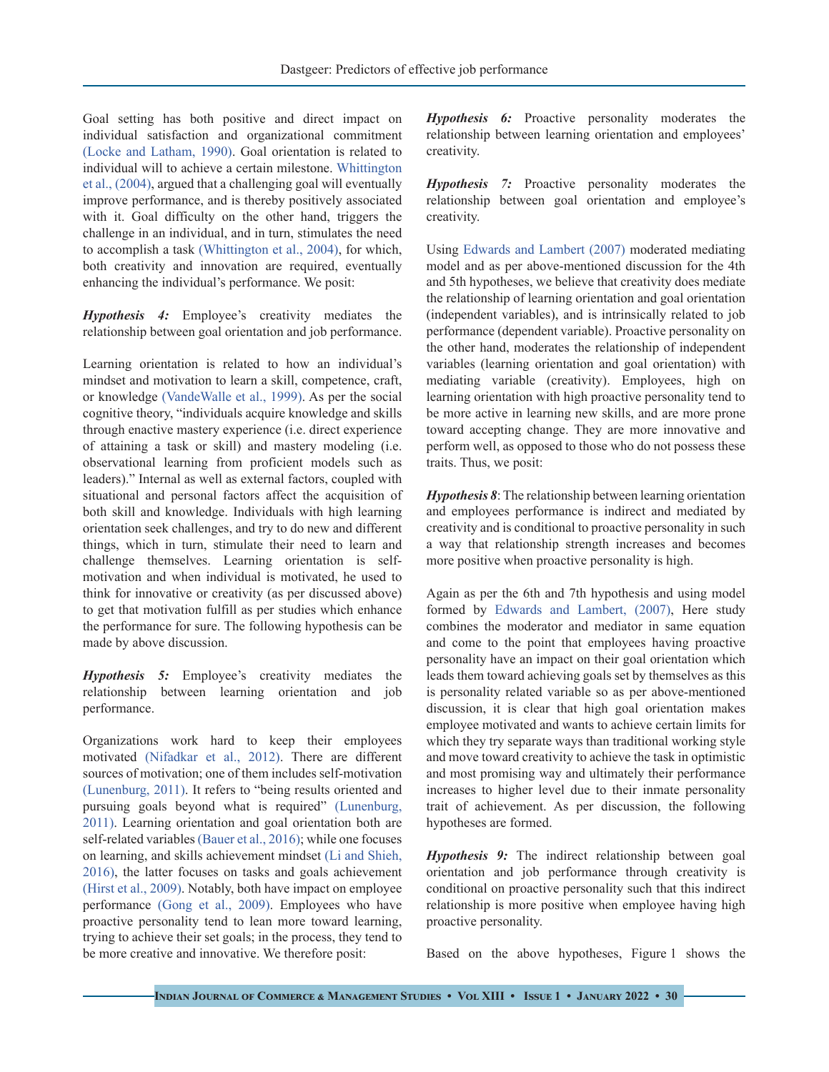Goal setting has both positive and direct impact on individual satisfaction and organizational commitment (Locke and Latham, 1990). Goal orientation is related to individual will to achieve a certain milestone. Whittington et al., (2004), argued that a challenging goal will eventually improve performance, and is thereby positively associated with it. Goal difficulty on the other hand, triggers the challenge in an individual, and in turn, stimulates the need to accomplish a task (Whittington et al., 2004), for which, both creativity and innovation are required, eventually enhancing the individual's performance. We posit:

***Hypothesis 4:*** Employee's creativity mediates the relationship between goal orientation and job performance.

Learning orientation is related to how an individual's mindset and motivation to learn a skill, competence, craft, or knowledge (VandeWalle et al., 1999). As per the social cognitive theory, "individuals acquire knowledge and skills through enactive mastery experience (i.e. direct experience of attaining a task or skill) and mastery modeling (i.e. observational learning from proficient models such as leaders)." Internal as well as external factors, coupled with situational and personal factors affect the acquisition of both skill and knowledge. Individuals with high learning orientation seek challenges, and try to do new and different things, which in turn, stimulate their need to learn and challenge themselves. Learning orientation is self-motivation and when individual is motivated, he used to think for innovative or creativity (as per discussed above) to get that motivation fulfill as per studies which enhance the performance for sure. The following hypothesis can be made by above discussion.

***Hypothesis 5:*** Employee's creativity mediates the relationship between learning orientation and job performance.

Organizations work hard to keep their employees motivated (Nifadkar et al., 2012). There are different sources of motivation; one of them includes self-motivation (Lunenburg, 2011). It refers to "being results oriented and pursuing goals beyond what is required" (Lunenburg, 2011). Learning orientation and goal orientation both are self-related variables (Bauer et al., 2016); while one focuses on learning, and skills achievement mindset (Li and Shieh, 2016), the latter focuses on tasks and goals achievement (Hirst et al., 2009). Notably, both have impact on employee performance (Gong et al., 2009). Employees who have proactive personality tend to lean more toward learning, trying to achieve their set goals; in the process, they tend to be more creative and innovative. We therefore posit:

***Hypothesis 6:*** Proactive personality moderates the relationship between learning orientation and employees' creativity.

***Hypothesis 7:*** Proactive personality moderates the relationship between goal orientation and employee's creativity.

Using Edwards and Lambert (2007) moderated mediating model and as per above-mentioned discussion for the 4th and 5th hypotheses, we believe that creativity does mediate the relationship of learning orientation and goal orientation (independent variables), and is intrinsically related to job performance (dependent variable). Proactive personality on the other hand, moderates the relationship of independent variables (learning orientation and goal orientation) with mediating variable (creativity). Employees, high on learning orientation with high proactive personality tend to be more active in learning new skills, and are more prone toward accepting change. They are more innovative and perform well, as opposed to those who do not possess these traits. Thus, we posit:

***Hypothesis 8***: The relationship between learning orientation and employees performance is indirect and mediated by creativity and is conditional to proactive personality in such a way that relationship strength increases and becomes more positive when proactive personality is high.

Again as per the 6th and 7th hypothesis and using model formed by Edwards and Lambert, (2007), Here study combines the moderator and mediator in same equation and come to the point that employees having proactive personality have an impact on their goal orientation which leads them toward achieving goals set by themselves as this is personality related variable so as per above-mentioned discussion, it is clear that high goal orientation makes employee motivated and wants to achieve certain limits for which they try separate ways than traditional working style and move toward creativity to achieve the task in optimistic and most promising way and ultimately their performance increases to higher level due to their inmate personality trait of achievement. As per discussion, the following hypotheses are formed.

***Hypothesis 9:*** The indirect relationship between goal orientation and job performance through creativity is conditional on proactive personality such that this indirect relationship is more positive when employee having high proactive personality.

Based on the above hypotheses, Figure 1 shows the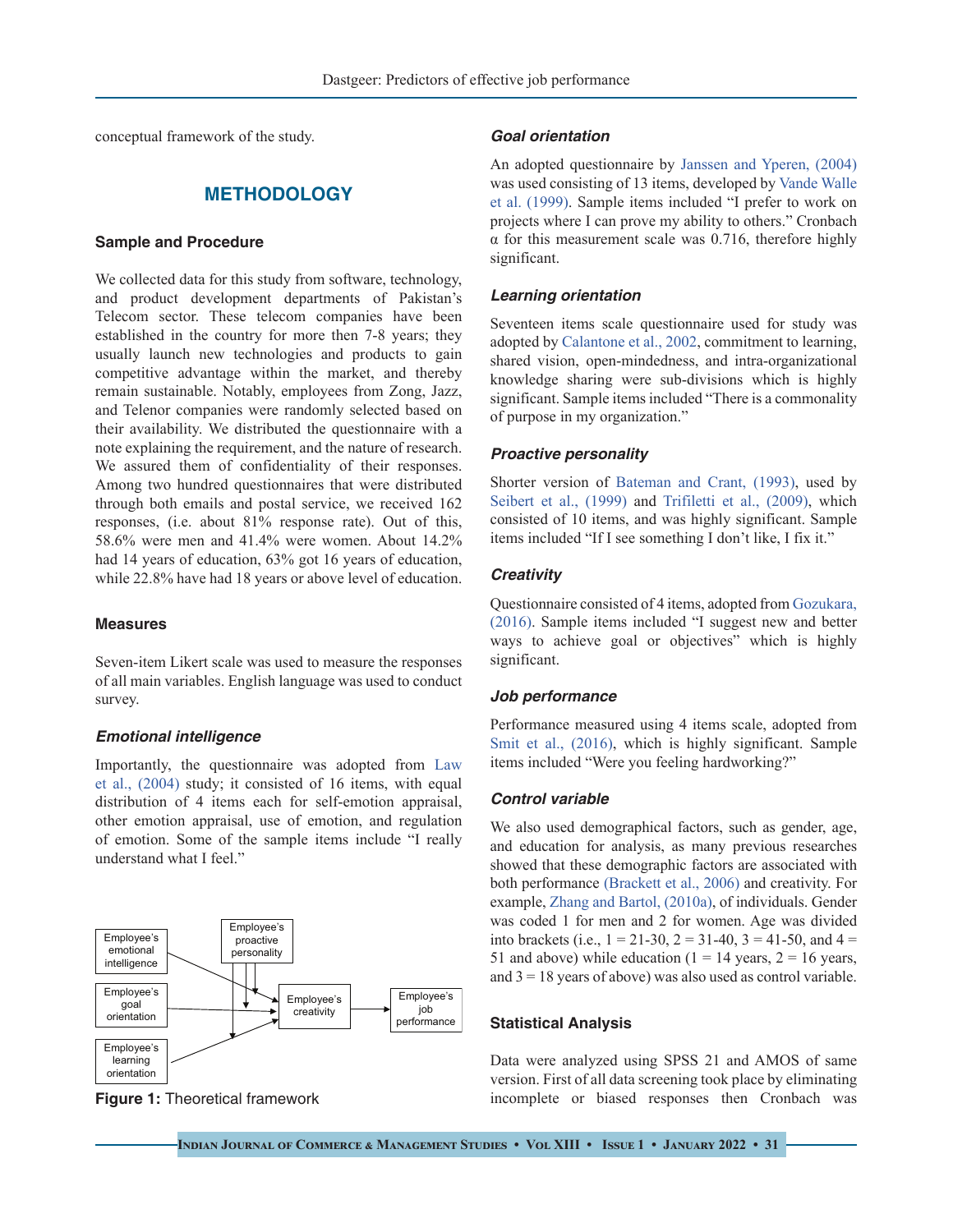conceptual framework of the study.

## METHODOLOGY

### Sample and Procedure

We collected data for this study from software, technology, and product development departments of Pakistan's Telecom sector. These telecom companies have been established in the country for more then 7-8 years; they usually launch new technologies and products to gain competitive advantage within the market, and thereby remain sustainable. Notably, employees from Zong, Jazz, and Telenor companies were randomly selected based on their availability. We distributed the questionnaire with a note explaining the requirement, and the nature of research. We assured them of confidentiality of their responses. Among two hundred questionnaires that were distributed through both emails and postal service, we received 162 responses, (i.e. about 81% response rate). Out of this, 58.6% were men and 41.4% were women. About 14.2% had 14 years of education, 63% got 16 years of education, while 22.8% have had 18 years or above level of education.

### Measures

Seven-item Likert scale was used to measure the responses of all main variables. English language was used to conduct survey.

#### *Emotional intelligence*

Importantly, the questionnaire was adopted from Law et al., (2004) study; it consisted of 16 items, with equal distribution of 4 items each for self-emotion appraisal, other emotion appraisal, use of emotion, and regulation of emotion. Some of the sample items include "I really understand what I feel."

Employee's emotional intelligence | Employee's proactive personality | Employee's goal orientation | Employee's creativity | Employee's job performance | Employee's learning orientation

**Figure 1:** Theoretical framework

#### *Goal orientation*

An adopted questionnaire by Janssen and Yperen, (2004) was used consisting of 13 items, developed by Vande Walle et al. (1999). Sample items included "I prefer to work on projects where I can prove my ability to others." Cronbach α for this measurement scale was 0.716, therefore highly significant.

#### *Learning orientation*

Seventeen items scale questionnaire used for study was adopted by Calantone et al., 2002, commitment to learning, shared vision, open-mindedness, and intra-organizational knowledge sharing were sub-divisions which is highly significant. Sample items included "There is a commonality of purpose in my organization."

#### *Proactive personality*

Shorter version of Bateman and Crant, (1993), used by Seibert et al., (1999) and Trifiletti et al., (2009), which consisted of 10 items, and was highly significant. Sample items included "If I see something I don't like, I fix it."

#### *Creativity*

Questionnaire consisted of 4 items, adopted from Gozukara, (2016). Sample items included "I suggest new and better ways to achieve goal or objectives" which is highly significant.

#### *Job performance*

Performance measured using 4 items scale, adopted from Smit et al., (2016), which is highly significant. Sample items included "Were you feeling hardworking?"

#### *Control variable*

We also used demographical factors, such as gender, age, and education for analysis, as many previous researches showed that these demographic factors are associated with both performance (Brackett et al., 2006) and creativity. For example, Zhang and Bartol, (2010a), of individuals. Gender was coded 1 for men and 2 for women. Age was divided into brackets (i.e., 1 = 21-30, 2 = 31-40, 3 = 41-50, and 4 = 51 and above) while education (1 = 14 years, 2 = 16 years, and 3 = 18 years of above) was also used as control variable.

### Statistical Analysis

Data were analyzed using SPSS 21 and AMOS of same version. First of all data screening took place by eliminating incomplete or biased responses then Cronbach was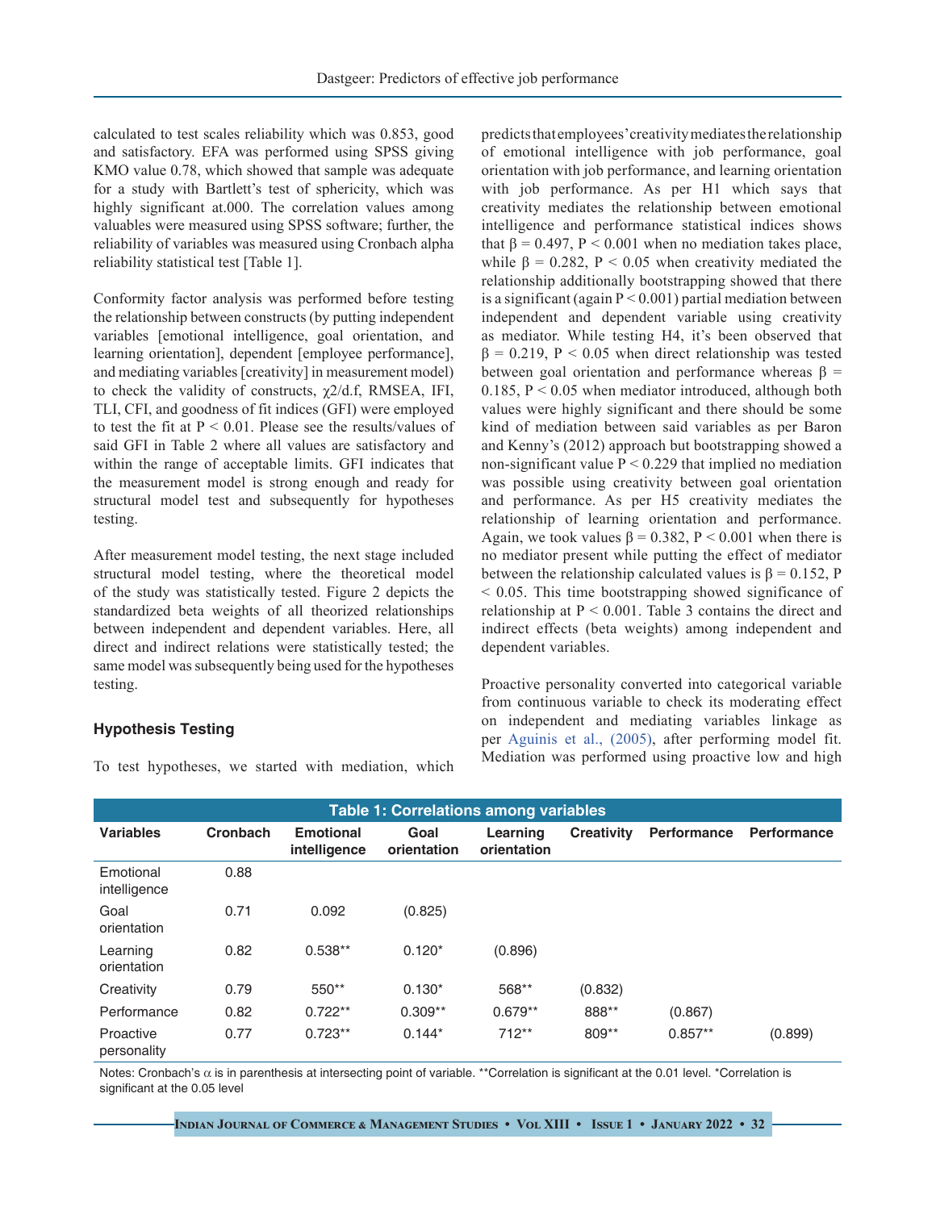calculated to test scales reliability which was 0.853, good and satisfactory. EFA was performed using SPSS giving KMO value 0.78, which showed that sample was adequate for a study with Bartlett's test of sphericity, which was highly significant at.000. The correlation values among valuables were measured using SPSS software; further, the reliability of variables was measured using Cronbach alpha reliability statistical test [Table 1].

Conformity factor analysis was performed before testing the relationship between constructs (by putting independent variables [emotional intelligence, goal orientation, and learning orientation], dependent [employee performance], and mediating variables [creativity] in measurement model) to check the validity of constructs, $\chi 2/d.f$, RMSEA, IFI, TLI, CFI, and goodness of fit indices (GFI) were employed to test the fit at $P < 0.01$. Please see the results/values of said GFI in Table 2 where all values are satisfactory and within the range of acceptable limits. GFI indicates that the measurement model is strong enough and ready for structural model test and subsequently for hypotheses testing.

After measurement model testing, the next stage included structural model testing, where the theoretical model of the study was statistically tested. Figure 2 depicts the standardized beta weights of all theorized relationships between independent and dependent variables. Here, all direct and indirect relations were statistically tested; the same model was subsequently being used for the hypotheses testing.

## Hypothesis Testing

To test hypotheses, we started with mediation, which predicts that employees' creativity mediates the relationship of emotional intelligence with job performance, goal orientation with job performance, and learning orientation with job performance. As per H1 which says that creativity mediates the relationship between emotional intelligence and performance statistical indices shows that $\beta = 0.497$, $P < 0.001$ when no mediation takes place, while $\beta = 0.282$, $P < 0.05$ when creativity mediated the relationship additionally bootstrapping showed that there is a significant (again $P < 0.001$) partial mediation between independent and dependent variable using creativity as mediator. While testing H4, it's been observed that $\beta = 0.219$, $P < 0.05$ when direct relationship was tested between goal orientation and performance whereas $\beta = 0.185$, $P < 0.05$ when mediator introduced, although both values were highly significant and there should be some kind of mediation between said variables as per Baron and Kenny's (2012) approach but bootstrapping showed a non-significant value $P < 0.229$ that implied no mediation was possible using creativity between goal orientation and performance. As per H5 creativity mediates the relationship of learning orientation and performance. Again, we took values $\beta = 0.382$, $P < 0.001$ when there is no mediator present while putting the effect of mediator between the relationship calculated values is $\beta = 0.152$, $P < 0.05$. This time bootstrapping showed significance of relationship at $P < 0.001$. Table 3 contains the direct and indirect effects (beta weights) among independent and dependent variables.

Proactive personality converted into categorical variable from continuous variable to check its moderating effect on independent and mediating variables linkage as per Aguinis et al., (2005), after performing model fit. Mediation was performed using proactive low and high

**Table 1: Correlations among variables**

| Variables | Cronbach | Emotional intelligence | Goal orientation | Learning orientation | Creativity | Performance | Performance |
|---|---|---|---|---|---|---|---|
| Emotional intelligence | 0.88 | | | | | | |
| Goal orientation | 0.71 | 0.092 | (0.825) | | | | |
| Learning orientation | 0.82 | 0.538** | 0.120* | (0.896) | | | |
| Creativity | 0.79 | 550** | 0.130* | 568** | (0.832) | | |
| Performance | 0.82 | 0.722** | 0.309** | 0.679** | 888** | (0.867) | |
| Proactive personality | 0.77 | 0.723** | 0.144* | 712** | 809** | 0.857** | (0.899) |

Notes: Cronbach's $\alpha$ is in parenthesis at intersecting point of variable. **Correlation is significant at the 0.01 level. *Correlation is significant at the 0.05 level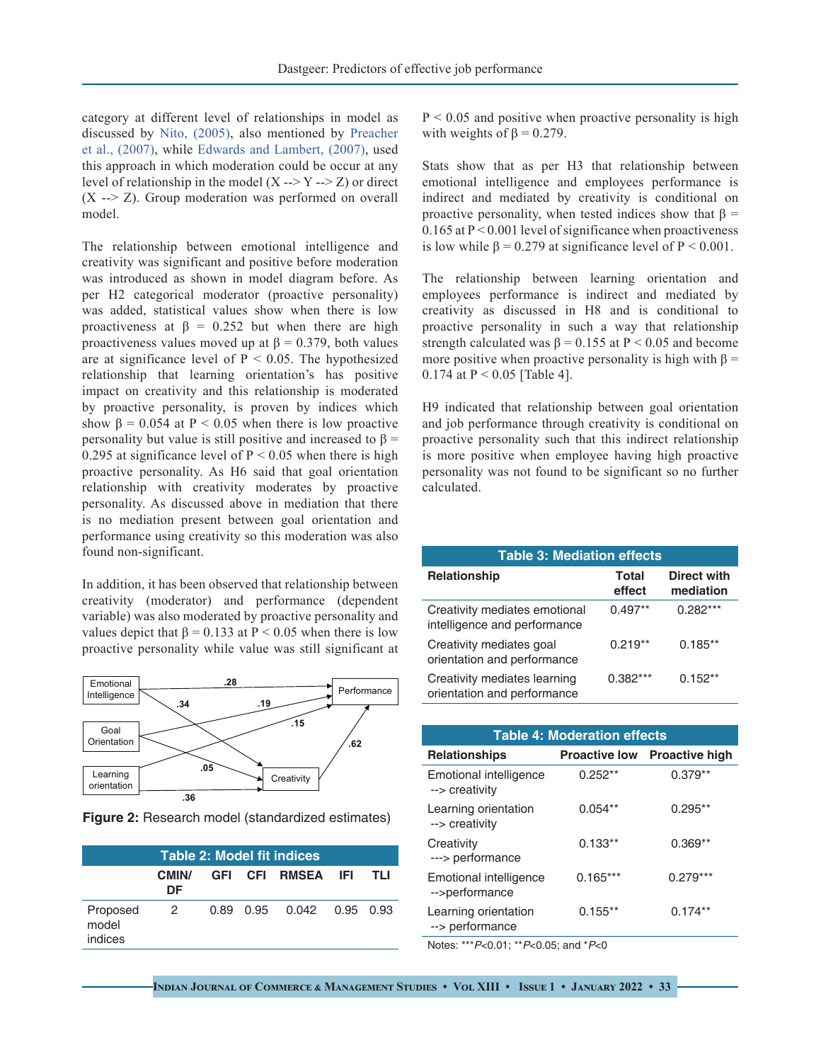category at different level of relationships in model as discussed by Nito, (2005), also mentioned by Preacher et al., (2007), while Edwards and Lambert, (2007), used this approach in which moderation could be occur at any level of relationship in the model (X --> Y --> Z) or direct (X --> Z). Group moderation was performed on overall model.

The relationship between emotional intelligence and creativity was significant and positive before moderation was introduced as shown in model diagram before. As per H2 categorical moderator (proactive personality) was added, statistical values show when there is low proactiveness at $\beta = 0.252$ but when there are high proactiveness values moved up at $\beta = 0.379$, both values are at significance level of $P < 0.05$. The hypothesized relationship that learning orientation's has positive impact on creativity and this relationship is moderated by proactive personality, is proven by indices which show $\beta = 0.054$ at $P < 0.05$ when there is low proactive personality but value is still positive and increased to $\beta = 0.295$ at significance level of $P < 0.05$ when there is high proactive personality. As H6 said that goal orientation relationship with creativity moderates by proactive personality. As discussed above in mediation that there is no mediation present between goal orientation and performance using creativity so this moderation was also found non-significant.

In addition, it has been observed that relationship between creativity (moderator) and performance (dependent variable) was also moderated by proactive personality and values depict that $\beta = 0.133$ at $P < 0.05$ when there is low proactive personality while value was still significant at $P < 0.05$ and positive when proactive personality is high with weights of $\beta = 0.279$.

Stats show that as per H3 that relationship between emotional intelligence and employees performance is indirect and mediated by creativity is conditional on proactive personality, when tested indices show that $\beta = 0.165$ at $P < 0.001$ level of significance when proactiveness is low while $\beta = 0.279$ at significance level of $P < 0.001$.

The relationship between learning orientation and employees performance is indirect and mediated by creativity as discussed in H8 and is conditional to proactive personality in such a way that relationship strength calculated was $\beta = 0.155$ at $P < 0.05$ and become more positive when proactive personality is high with $\beta = 0.174$ at $P < 0.05$ [Table 4].

H9 indicated that relationship between goal orientation and job performance through creativity is conditional on proactive personality such that this indirect relationship is more positive when employee having high proactive personality was not found to be significant so no further calculated.

Figure 2: Research model (standardized estimates)

**Table 2: Model fit indices**

| | CMIN/DF | GFI | CFI | RMSEA | IFI | TLI |
|---|---|---|---|---|---|---|
| Proposed model indices | 2 | 0.89 | 0.95 | 0.042 | 0.95 | 0.93 |

**Table 3: Mediation effects**

| Relationship | Total effect | Direct with mediation |
|---|---|---|
| Creativity mediates emotional intelligence and performance | 0.497** | 0.282*** |
| Creativity mediates goal orientation and performance | 0.219** | 0.185** |
| Creativity mediates learning orientation and performance | 0.382*** | 0.152** |

**Table 4: Moderation effects**

| Relationships | Proactive low | Proactive high |
|---|---|---|
| Emotional intelligence --> creativity | 0.252** | 0.379** |
| Learning orientation --> creativity | 0.054** | 0.295** |
| Creativity ---> performance | 0.133** | 0.369** |
| Emotional intelligence -->performance | 0.165*** | 0.279*** |
| Learning orientation --> performance | 0.155** | 0.174** |

Notes: ***$P$<0.01; **$P$<0.05; and *$P$<0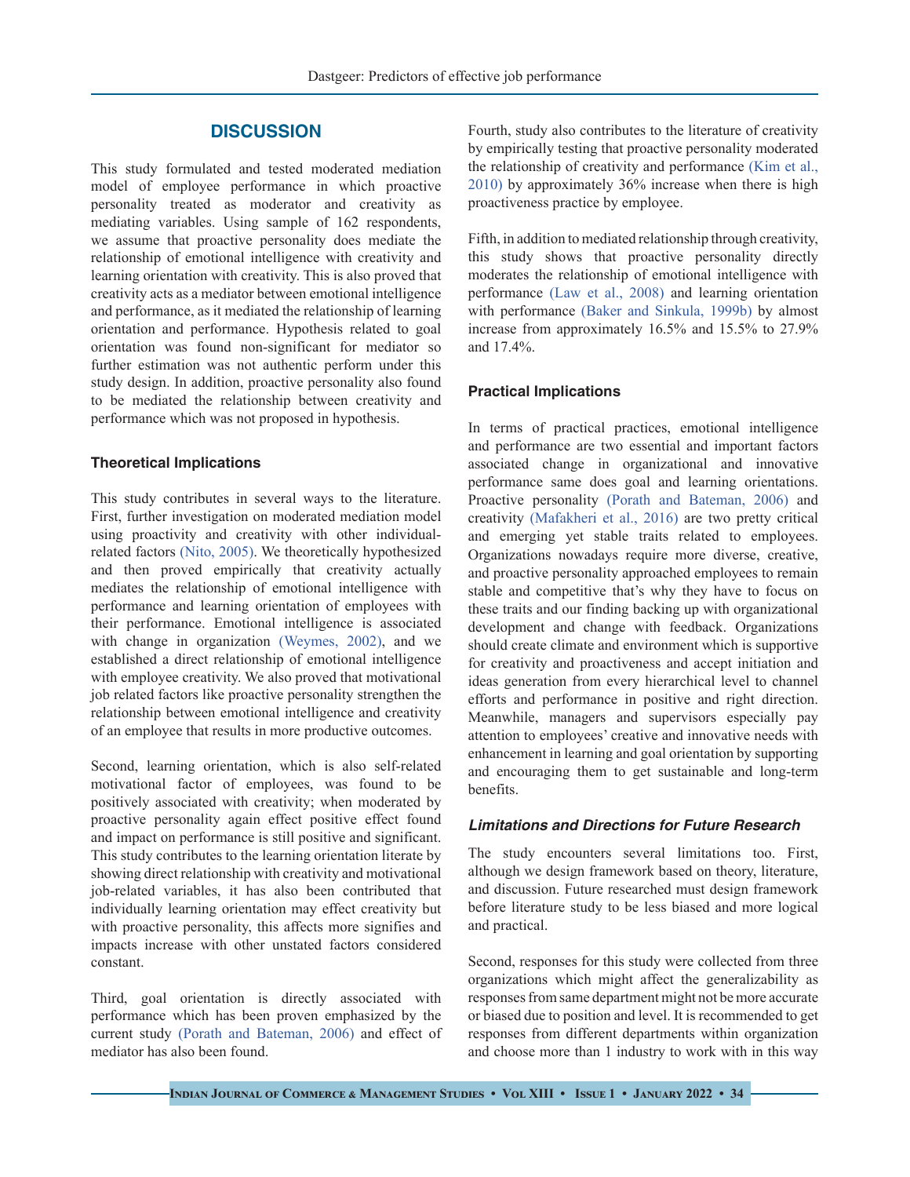## DISCUSSION

This study formulated and tested moderated mediation model of employee performance in which proactive personality treated as moderator and creativity as mediating variables. Using sample of 162 respondents, we assume that proactive personality does mediate the relationship of emotional intelligence with creativity and learning orientation with creativity. This is also proved that creativity acts as a mediator between emotional intelligence and performance, as it mediated the relationship of learning orientation and performance. Hypothesis related to goal orientation was found non-significant for mediator so further estimation was not authentic perform under this study design. In addition, proactive personality also found to be mediated the relationship between creativity and performance which was not proposed in hypothesis.

### Theoretical Implications

This study contributes in several ways to the literature. First, further investigation on moderated mediation model using proactivity and creativity with other individual-related factors (Nito, 2005). We theoretically hypothesized and then proved empirically that creativity actually mediates the relationship of emotional intelligence with performance and learning orientation of employees with their performance. Emotional intelligence is associated with change in organization (Weymes, 2002), and we established a direct relationship of emotional intelligence with employee creativity. We also proved that motivational job related factors like proactive personality strengthen the relationship between emotional intelligence and creativity of an employee that results in more productive outcomes.

Second, learning orientation, which is also self-related motivational factor of employees, was found to be positively associated with creativity; when moderated by proactive personality again effect positive effect found and impact on performance is still positive and significant. This study contributes to the learning orientation literate by showing direct relationship with creativity and motivational job-related variables, it has also been contributed that individually learning orientation may effect creativity but with proactive personality, this affects more signifies and impacts increase with other unstated factors considered constant.

Third, goal orientation is directly associated with performance which has been proven emphasized by the current study (Porath and Bateman, 2006) and effect of mediator has also been found.

Fourth, study also contributes to the literature of creativity by empirically testing that proactive personality moderated the relationship of creativity and performance (Kim et al., 2010) by approximately 36% increase when there is high proactiveness practice by employee.

Fifth, in addition to mediated relationship through creativity, this study shows that proactive personality directly moderates the relationship of emotional intelligence with performance (Law et al., 2008) and learning orientation with performance (Baker and Sinkula, 1999b) by almost increase from approximately 16.5% and 15.5% to 27.9% and 17.4%.

### Practical Implications

In terms of practical practices, emotional intelligence and performance are two essential and important factors associated change in organizational and innovative performance same does goal and learning orientations. Proactive personality (Porath and Bateman, 2006) and creativity (Mafakheri et al., 2016) are two pretty critical and emerging yet stable traits related to employees. Organizations nowadays require more diverse, creative, and proactive personality approached employees to remain stable and competitive that's why they have to focus on these traits and our finding backing up with organizational development and change with feedback. Organizations should create climate and environment which is supportive for creativity and proactiveness and accept initiation and ideas generation from every hierarchical level to channel efforts and performance in positive and right direction. Meanwhile, managers and supervisors especially pay attention to employees' creative and innovative needs with enhancement in learning and goal orientation by supporting and encouraging them to get sustainable and long-term benefits.

### *Limitations and Directions for Future Research*

The study encounters several limitations too. First, although we design framework based on theory, literature, and discussion. Future researched must design framework before literature study to be less biased and more logical and practical.

Second, responses for this study were collected from three organizations which might affect the generalizability as responses from same department might not be more accurate or biased due to position and level. It is recommended to get responses from different departments within organization and choose more than 1 industry to work with in this way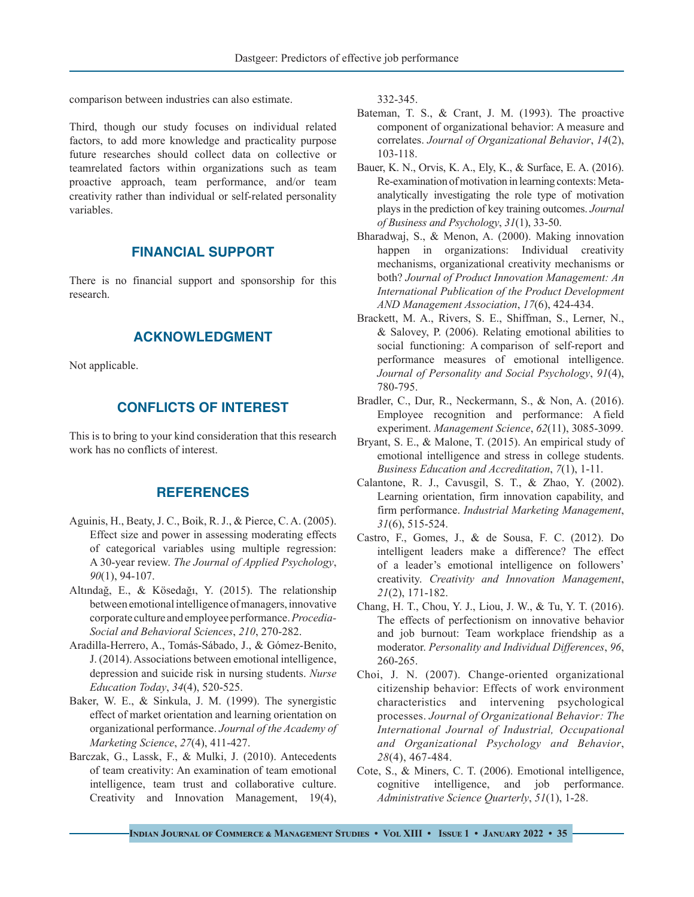comparison between industries can also estimate.

Third, though our study focuses on individual related factors, to add more knowledge and practicality purpose future researches should collect data on collective or teamrelated factors within organizations such as team proactive approach, team performance, and/or team creativity rather than individual or self-related personality variables.

## FINANCIAL SUPPORT

There is no financial support and sponsorship for this research.

## ACKNOWLEDGMENT

Not applicable.

## CONFLICTS OF INTEREST

This is to bring to your kind consideration that this research work has no conflicts of interest.

## REFERENCES

Aguinis, H., Beaty, J. C., Boik, R. J., & Pierce, C. A. (2005). Effect size and power in assessing moderating effects of categorical variables using multiple regression: A 30-year review. *The Journal of Applied Psychology*, *90*(1), 94-107.

Altındağ, E., & Kösedağı, Y. (2015). The relationship between emotional intelligence of managers, innovative corporate culture and employee performance. *Procedia-Social and Behavioral Sciences*, *210*, 270-282.

Aradilla-Herrero, A., Tomás-Sábado, J., & Gómez-Benito, J. (2014). Associations between emotional intelligence, depression and suicide risk in nursing students. *Nurse Education Today*, *34*(4), 520-525.

Baker, W. E., & Sinkula, J. M. (1999). The synergistic effect of market orientation and learning orientation on organizational performance. *Journal of the Academy of Marketing Science*, *27*(4), 411-427.

Barczak, G., Lassk, F., & Mulki, J. (2010). Antecedents of team creativity: An examination of team emotional intelligence, team trust and collaborative culture. Creativity and Innovation Management, 19(4), 332-345.

Bateman, T. S., & Crant, J. M. (1993). The proactive component of organizational behavior: A measure and correlates. *Journal of Organizational Behavior*, *14*(2), 103-118.

Bauer, K. N., Orvis, K. A., Ely, K., & Surface, E. A. (2016). Re-examination of motivation in learning contexts: Meta-analytically investigating the role type of motivation plays in the prediction of key training outcomes. *Journal of Business and Psychology*, *31*(1), 33-50.

Bharadwaj, S., & Menon, A. (2000). Making innovation happen in organizations: Individual creativity mechanisms, organizational creativity mechanisms or both? *Journal of Product Innovation Management: An International Publication of the Product Development AND Management Association*, *17*(6), 424-434.

Brackett, M. A., Rivers, S. E., Shiffman, S., Lerner, N., & Salovey, P. (2006). Relating emotional abilities to social functioning: A comparison of self-report and performance measures of emotional intelligence. *Journal of Personality and Social Psychology*, *91*(4), 780-795.

Bradler, C., Dur, R., Neckermann, S., & Non, A. (2016). Employee recognition and performance: A field experiment. *Management Science*, *62*(11), 3085-3099.

Bryant, S. E., & Malone, T. (2015). An empirical study of emotional intelligence and stress in college students. *Business Education and Accreditation*, *7*(1), 1-11.

Calantone, R. J., Cavusgil, S. T., & Zhao, Y. (2002). Learning orientation, firm innovation capability, and firm performance. *Industrial Marketing Management*, *31*(6), 515-524.

Castro, F., Gomes, J., & de Sousa, F. C. (2012). Do intelligent leaders make a difference? The effect of a leader's emotional intelligence on followers' creativity. *Creativity and Innovation Management*, *21*(2), 171-182.

Chang, H. T., Chou, Y. J., Liou, J. W., & Tu, Y. T. (2016). The effects of perfectionism on innovative behavior and job burnout: Team workplace friendship as a moderator. *Personality and Individual Differences*, *96*, 260-265.

Choi, J. N. (2007). Change-oriented organizational citizenship behavior: Effects of work environment characteristics and intervening psychological processes. *Journal of Organizational Behavior: The International Journal of Industrial, Occupational and Organizational Psychology and Behavior*, *28*(4), 467-484.

Cote, S., & Miners, C. T. (2006). Emotional intelligence, cognitive intelligence, and job performance. *Administrative Science Quarterly*, *51*(1), 1-28.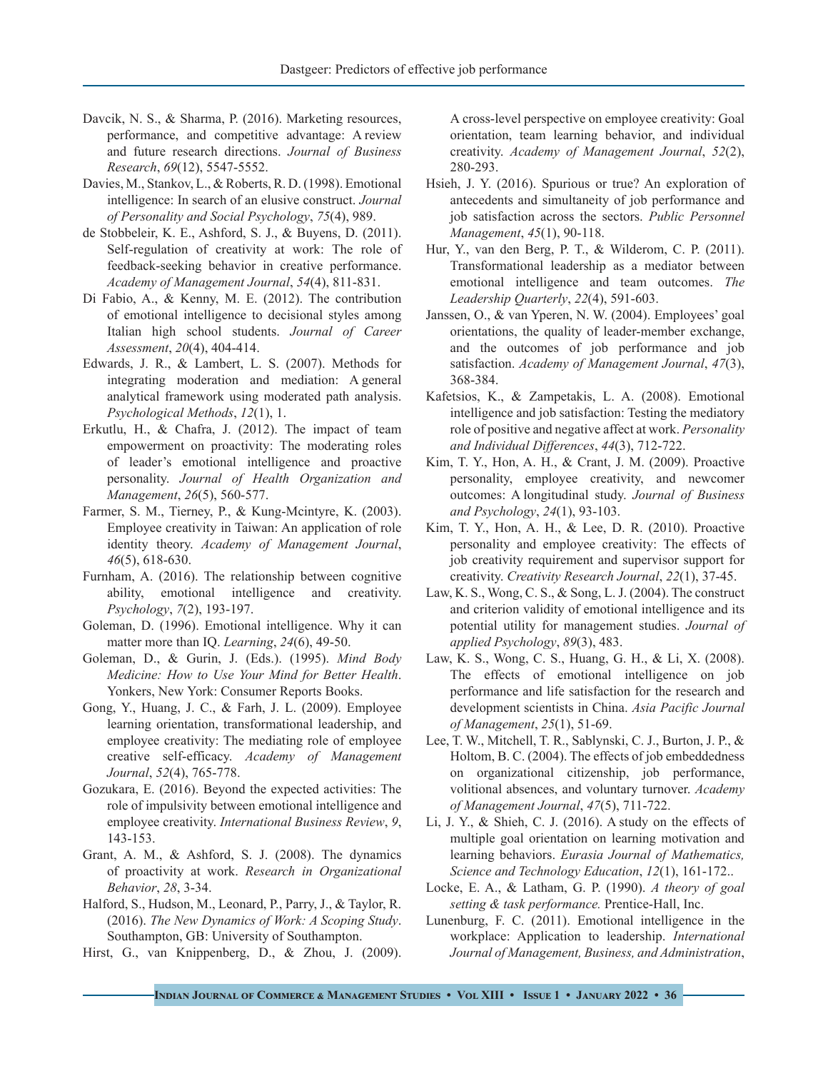Davcik, N. S., & Sharma, P. (2016). Marketing resources, performance, and competitive advantage: A review and future research directions. *Journal of Business Research*, *69*(12), 5547-5552.

Davies, M., Stankov, L., & Roberts, R. D. (1998). Emotional intelligence: In search of an elusive construct. *Journal of Personality and Social Psychology*, *75*(4), 989.

de Stobbeleir, K. E., Ashford, S. J., & Buyens, D. (2011). Self-regulation of creativity at work: The role of feedback-seeking behavior in creative performance. *Academy of Management Journal*, *54*(4), 811-831.

Di Fabio, A., & Kenny, M. E. (2012). The contribution of emotional intelligence to decisional styles among Italian high school students. *Journal of Career Assessment*, *20*(4), 404-414.

Edwards, J. R., & Lambert, L. S. (2007). Methods for integrating moderation and mediation: A general analytical framework using moderated path analysis. *Psychological Methods*, *12*(1), 1.

Erkutlu, H., & Chafra, J. (2012). The impact of team empowerment on proactivity: The moderating roles of leader's emotional intelligence and proactive personality. *Journal of Health Organization and Management*, *26*(5), 560-577.

Farmer, S. M., Tierney, P., & Kung-Mcintyre, K. (2003). Employee creativity in Taiwan: An application of role identity theory. *Academy of Management Journal*, *46*(5), 618-630.

Furnham, A. (2016). The relationship between cognitive ability, emotional intelligence and creativity. *Psychology*, *7*(2), 193-197.

Goleman, D. (1996). Emotional intelligence. Why it can matter more than IQ. *Learning*, *24*(6), 49-50.

Goleman, D., & Gurin, J. (Eds.). (1995). *Mind Body Medicine: How to Use Your Mind for Better Health*. Yonkers, New York: Consumer Reports Books.

Gong, Y., Huang, J. C., & Farh, J. L. (2009). Employee learning orientation, transformational leadership, and employee creativity: The mediating role of employee creative self-efficacy. *Academy of Management Journal*, *52*(4), 765-778.

Gozukara, E. (2016). Beyond the expected activities: The role of impulsivity between emotional intelligence and employee creativity. *International Business Review*, *9*, 143-153.

Grant, A. M., & Ashford, S. J. (2008). The dynamics of proactivity at work. *Research in Organizational Behavior*, *28*, 3-34.

Halford, S., Hudson, M., Leonard, P., Parry, J., & Taylor, R. (2016). *The New Dynamics of Work: A Scoping Study*. Southampton, GB: University of Southampton.

Hirst, G., van Knippenberg, D., & Zhou, J. (2009). A cross-level perspective on employee creativity: Goal orientation, team learning behavior, and individual creativity. *Academy of Management Journal*, *52*(2), 280-293.

Hsieh, J. Y. (2016). Spurious or true? An exploration of antecedents and simultaneity of job performance and job satisfaction across the sectors. *Public Personnel Management*, *45*(1), 90-118.

Hur, Y., van den Berg, P. T., & Wilderom, C. P. (2011). Transformational leadership as a mediator between emotional intelligence and team outcomes. *The Leadership Quarterly*, *22*(4), 591-603.

Janssen, O., & van Yperen, N. W. (2004). Employees' goal orientations, the quality of leader-member exchange, and the outcomes of job performance and job satisfaction. *Academy of Management Journal*, *47*(3), 368-384.

Kafetsios, K., & Zampetakis, L. A. (2008). Emotional intelligence and job satisfaction: Testing the mediatory role of positive and negative affect at work. *Personality and Individual Differences*, *44*(3), 712-722.

Kim, T. Y., Hon, A. H., & Crant, J. M. (2009). Proactive personality, employee creativity, and newcomer outcomes: A longitudinal study. *Journal of Business and Psychology*, *24*(1), 93-103.

Kim, T. Y., Hon, A. H., & Lee, D. R. (2010). Proactive personality and employee creativity: The effects of job creativity requirement and supervisor support for creativity. *Creativity Research Journal*, *22*(1), 37-45.

Law, K. S., Wong, C. S., & Song, L. J. (2004). The construct and criterion validity of emotional intelligence and its potential utility for management studies. *Journal of applied Psychology*, *89*(3), 483.

Law, K. S., Wong, C. S., Huang, G. H., & Li, X. (2008). The effects of emotional intelligence on job performance and life satisfaction for the research and development scientists in China. *Asia Pacific Journal of Management*, *25*(1), 51-69.

Lee, T. W., Mitchell, T. R., Sablynski, C. J., Burton, J. P., & Holtom, B. C. (2004). The effects of job embeddedness on organizational citizenship, job performance, volitional absences, and voluntary turnover. *Academy of Management Journal*, *47*(5), 711-722.

Li, J. Y., & Shieh, C. J. (2016). A study on the effects of multiple goal orientation on learning motivation and learning behaviors. *Eurasia Journal of Mathematics, Science and Technology Education*, *12*(1), 161-172..

Locke, E. A., & Latham, G. P. (1990). *A theory of goal setting & task performance.* Prentice-Hall, Inc.

Lunenburg, F. C. (2011). Emotional intelligence in the workplace: Application to leadership. *International Journal of Management, Business, and Administration*,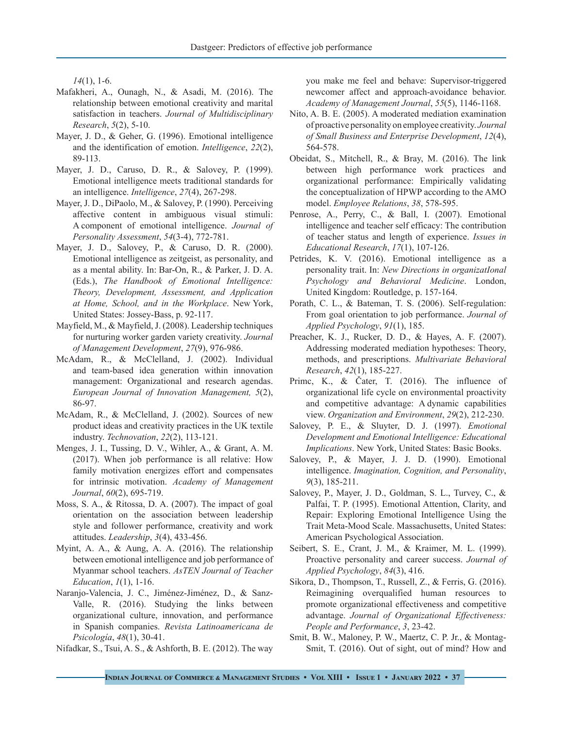*14*(1), 1-6.

Mafakheri, A., Ounagh, N., & Asadi, M. (2016). The relationship between emotional creativity and marital satisfaction in teachers. *Journal of Multidisciplinary Research*, *5*(2), 5-10.

Mayer, J. D., & Geher, G. (1996). Emotional intelligence and the identification of emotion. *Intelligence*, *22*(2), 89-113.

Mayer, J. D., Caruso, D. R., & Salovey, P. (1999). Emotional intelligence meets traditional standards for an intelligence. *Intelligence*, *27*(4), 267-298.

Mayer, J. D., DiPaolo, M., & Salovey, P. (1990). Perceiving affective content in ambiguous visual stimuli: A component of emotional intelligence. *Journal of Personality Assessment*, *54*(3-4), 772-781.

Mayer, J. D., Salovey, P., & Caruso, D. R. (2000). Emotional intelligence as zeitgeist, as personality, and as a mental ability. In: Bar-On, R., & Parker, J. D. A. (Eds.), *The Handbook of Emotional Intelligence: Theory, Development, Assessment, and Application at Home, School, and in the Workplace*. New York, United States: Jossey-Bass, p. 92-117.

Mayfield, M., & Mayfield, J. (2008). Leadership techniques for nurturing worker garden variety creativity. *Journal of Management Development*, *27*(9), 976-986.

McAdam, R., & McClelland, J. (2002). Individual and team-based idea generation within innovation management: Organizational and research agendas. *European Journal of Innovation Management, 5*(2), 86-97.

McAdam, R., & McClelland, J. (2002). Sources of new product ideas and creativity practices in the UK textile industry. *Technovation*, *22*(2), 113-121.

Menges, J. I., Tussing, D. V., Wihler, A., & Grant, A. M. (2017). When job performance is all relative: How family motivation energizes effort and compensates for intrinsic motivation. *Academy of Management Journal*, *60*(2), 695-719.

Moss, S. A., & Ritossa, D. A. (2007). The impact of goal orientation on the association between leadership style and follower performance, creativity and work attitudes. *Leadership*, *3*(4), 433-456.

Myint, A. A., & Aung, A. A. (2016). The relationship between emotional intelligence and job performance of Myanmar school teachers. *AsTEN Journal of Teacher Education*, *1*(1), 1-16.

Naranjo-Valencia, J. C., Jiménez-Jiménez, D., & Sanz-Valle, R. (2016). Studying the links between organizational culture, innovation, and performance in Spanish companies. *Revista Latinoamericana de Psicología*, *48*(1), 30-41.

Nifadkar, S., Tsui, A. S., & Ashforth, B. E. (2012). The way you make me feel and behave: Supervisor-triggered newcomer affect and approach-avoidance behavior. *Academy of Management Journal*, *55*(5), 1146-1168.

Nito, A. B. E. (2005). A moderated mediation examination of proactive personality on employee creativity. *Journal of Small Business and Enterprise Development*, *12*(4), 564-578.

Obeidat, S., Mitchell, R., & Bray, M. (2016). The link between high performance work practices and organizational performance: Empirically validating the conceptualization of HPWP according to the AMO model. *Employee Relations*, *38*, 578-595.

Penrose, A., Perry, C., & Ball, I. (2007). Emotional intelligence and teacher self efficacy: The contribution of teacher status and length of experience. *Issues in Educational Research*, *17*(1), 107-126.

Petrides, K. V. (2016). Emotional intelligence as a personality trait. In: *New Directions in organizatIonal Psychology and Behavioral Medicine*. London, United Kingdom: Routledge, p. 157-164.

Porath, C. L., & Bateman, T. S. (2006). Self-regulation: From goal orientation to job performance. *Journal of Applied Psychology*, *91*(1), 185.

Preacher, K. J., Rucker, D. D., & Hayes, A. F. (2007). Addressing moderated mediation hypotheses: Theory, methods, and prescriptions. *Multivariate Behavioral Research*, *42*(1), 185-227.

Primc, K., & Čater, T. (2016). The influence of organizational life cycle on environmental proactivity and competitive advantage: A dynamic capabilities view. *Organization and Environment*, *29*(2), 212-230.

Salovey, P. E., & Sluyter, D. J. (1997). *Emotional Development and Emotional Intelligence: Educational Implications*. New York, United States: Basic Books.

Salovey, P., & Mayer, J. J. D. (1990). Emotional intelligence. *Imagination, Cognition, and Personality*, *9*(3), 185-211.

Salovey, P., Mayer, J. D., Goldman, S. L., Turvey, C., & Palfai, T. P. (1995). Emotional Attention, Clarity, and Repair: Exploring Emotional Intelligence Using the Trait Meta-Mood Scale. Massachusetts, United States: American Psychological Association.

Seibert, S. E., Crant, J. M., & Kraimer, M. L. (1999). Proactive personality and career success. *Journal of Applied Psychology*, *84*(3), 416.

Sikora, D., Thompson, T., Russell, Z., & Ferris, G. (2016). Reimagining overqualified human resources to promote organizational effectiveness and competitive advantage. *Journal of Organizational Effectiveness: People and Performance*, *3*, 23-42.

Smit, B. W., Maloney, P. W., Maertz, C. P. Jr., & Montag-Smit, T. (2016). Out of sight, out of mind? How and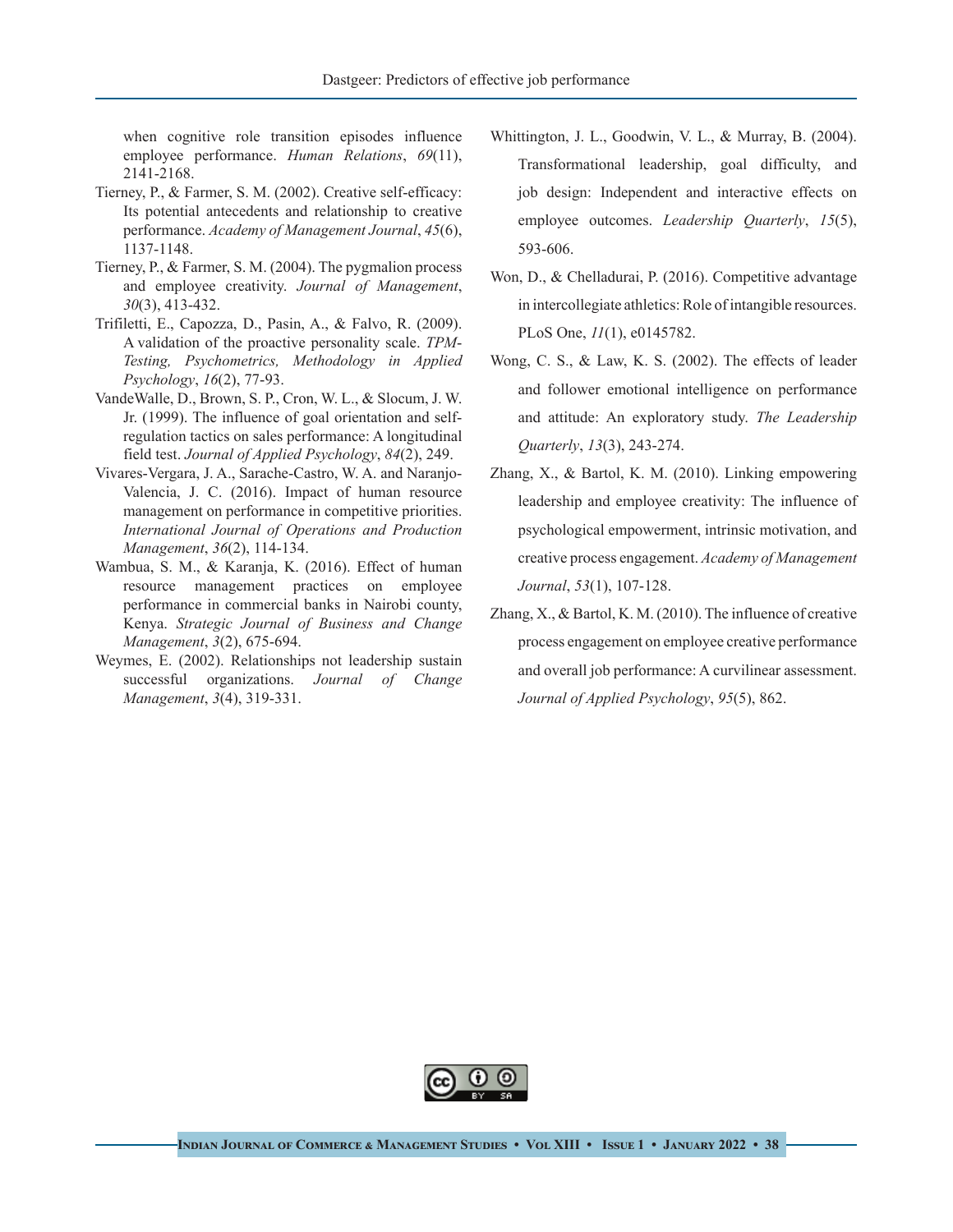when cognitive role transition episodes influence employee performance. *Human Relations*, *69*(11), 2141-2168.

Tierney, P., & Farmer, S. M. (2002). Creative self-efficacy: Its potential antecedents and relationship to creative performance. *Academy of Management Journal*, *45*(6), 1137-1148.

Tierney, P., & Farmer, S. M. (2004). The pygmalion process and employee creativity. *Journal of Management*, *30*(3), 413-432.

Trifiletti, E., Capozza, D., Pasin, A., & Falvo, R. (2009). A validation of the proactive personality scale. *TPM-Testing, Psychometrics, Methodology in Applied Psychology*, *16*(2), 77-93.

VandeWalle, D., Brown, S. P., Cron, W. L., & Slocum, J. W. Jr. (1999). The influence of goal orientation and self-regulation tactics on sales performance: A longitudinal field test. *Journal of Applied Psychology*, *84*(2), 249.

Vivares-Vergara, J. A., Sarache-Castro, W. A. and Naranjo-Valencia, J. C. (2016). Impact of human resource management on performance in competitive priorities. *International Journal of Operations and Production Management*, *36*(2), 114-134.

Wambua, S. M., & Karanja, K. (2016). Effect of human resource management practices on employee performance in commercial banks in Nairobi county, Kenya. *Strategic Journal of Business and Change Management*, *3*(2), 675-694.

Weymes, E. (2002). Relationships not leadership sustain successful organizations. *Journal of Change Management*, *3*(4), 319-331.

Whittington, J. L., Goodwin, V. L., & Murray, B. (2004). Transformational leadership, goal difficulty, and job design: Independent and interactive effects on employee outcomes. *Leadership Quarterly*, *15*(5), 593-606.

Won, D., & Chelladurai, P. (2016). Competitive advantage in intercollegiate athletics: Role of intangible resources. PLoS One, *11*(1), e0145782.

Wong, C. S., & Law, K. S. (2002). The effects of leader and follower emotional intelligence on performance and attitude: An exploratory study. *The Leadership Quarterly*, *13*(3), 243-274.

Zhang, X., & Bartol, K. M. (2010). Linking empowering leadership and employee creativity: The influence of psychological empowerment, intrinsic motivation, and creative process engagement. *Academy of Management Journal*, *53*(1), 107-128.

Zhang, X., & Bartol, K. M. (2010). The influence of creative process engagement on employee creative performance and overall job performance: A curvilinear assessment. *Journal of Applied Psychology*, *95*(5), 862.